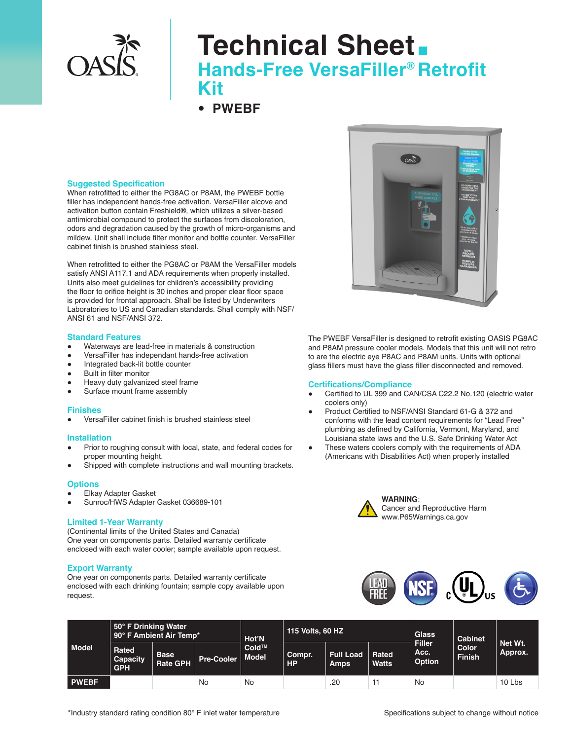# Technical Sheet

## Hands-Free VersaFiller® Retrofit Kit

- **PWEBF**

### Suggested Specification

When retrofitted to either the PG8AC or P8AM, the PWEBF bottle filler has independent hands-free activation. VersaFiller alcove and activation button contain Freshield®, which utilizes a silver-based antimicrobial compound to protect the surfaces from discoloration, odors and degradation caused by the growth of micro-organisms and mildew. Unit shall include filter monitor and bottle counter. VersaFiller cabinet finish is brushed stainless steel.

When retrofitted to either the PG8AC or P8AM the VersaFiller models satisfy ANSI A117.1 and ADA requirements when properly installed. Units also meet guidelines for children's accessibility providing the floor to orifice height is 30 inches and proper clear floor space is provided for frontal approach. Shall be listed by Underwriters Laboratories to US and Canadian standards. Shall comply with NSF/ANSI 61 and NSF/ANSI 372.

### Standard Features

- Waterways are lead-free in materials & construction
- VersaFiller has independant hands-free activation
- Integrated back-lit bottle counter
- Built in filter monitor
- Heavy duty galvanized steel frame
- Surface mount frame assembly

### Finishes

- VersaFiller cabinet finish is brushed stainless steel

### Installation

- Prior to roughing consult with local, state, and federal codes for proper mounting height.
- Shipped with complete instructions and wall mounting brackets.

### Options

- Elkay Adapter Gasket
- Sunroc/HWS Adapter Gasket 036689-101

### Limited 1-Year Warranty

(Continental limits of the United States and Canada)
One year on components parts. Detailed warranty certificate enclosed with each water cooler; sample available upon request.

### Export Warranty

One year on components parts. Detailed warranty certificate enclosed with each drinking fountain; sample copy available upon request.

The PWEBF VersaFiller is designed to retrofit existing OASIS PG8AC and P8AM pressure cooler models. Models that this unit will not retro to are the electric eye P8AC and P8AM units. Units with optional glass fillers must have the glass filler disconnected and removed.

### Certifications/Compliance

- Certified to UL 399 and CAN/CSA C22.2 No.120 (electric water coolers only)
- Product Certified to NSF/ANSI Standard 61-G & 372 and conforms with the lead content requirements for "Lead Free" plumbing as defined by California, Vermont, Maryland, and Louisiana state laws and the U.S. Safe Drinking Water Act
- These waters coolers comply with the requirements of ADA (Americans with Disabilities Act) when properly installed

**WARNING**:
Cancer and Reproductive Harm
www.P65Warnings.ca.gov

| Model | 50° F Drinking Water 90° F Ambient Air Temp* | | | Hot'N Cold™ Model | 115 Volts, 60 HZ | | | Glass Filler Acc. Option | Cabinet Color Finish | Net Wt. Approx. |
|---|---|---|---|---|---|---|---|---|---|---|
| | Rated Capacity GPH | Base Rate GPH | Pre-Cooler | | Compr. HP | Full Load Amps | Rated Watts | | | |
| PWEBF | | | No | No | | .20 | 11 | No | | 10 Lbs |

*Industry standard rating condition 80° F inlet water temperature

Specifications subject to change without notice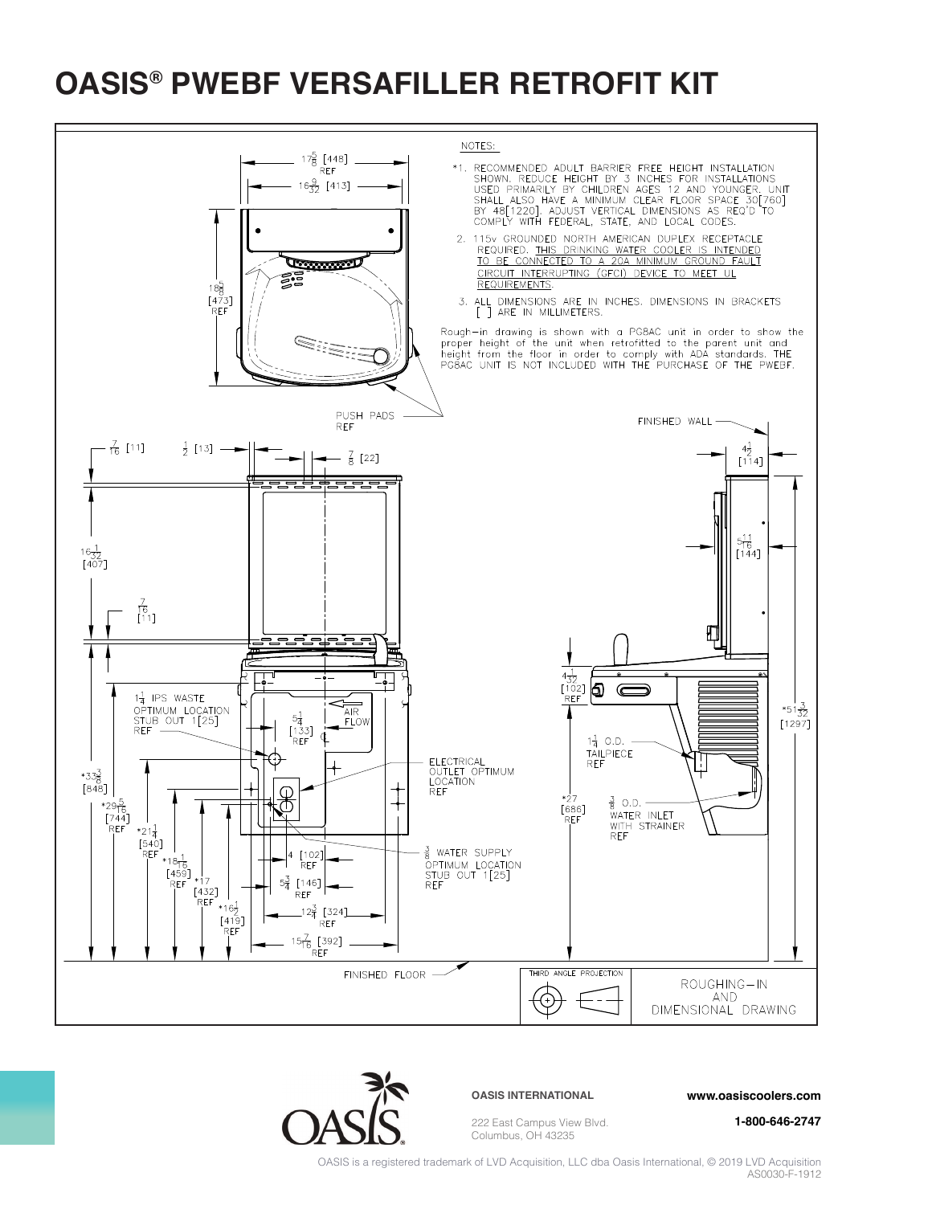# OASIS® PWEBF VERSAFILLER RETROFIT KIT

NOTES:

*1. RECOMMENDED ADULT BARRIER FREE HEIGHT INSTALLATION SHOWN. REDUCE HEIGHT BY 3 INCHES FOR INSTALLATIONS USED PRIMARILY BY CHILDREN AGES 12 AND YOUNGER. UNIT SHALL ALSO HAVE A MINIMUM CLEAR FLOOR SPACE 30[760] BY 48[1220]. ADJUST VERTICAL DIMENSIONS AS REQ'D TO COMPLY WITH FEDERAL, STATE, AND LOCAL CODES.

2. 115v GROUNDED NORTH AMERICAN DUPLEX RECEPTACLE REQUIRED. THIS DRINKING WATER COOLER IS INTENDED TO BE CONNECTED TO A 20A MINIMUM GROUND FAULT CIRCUIT INTERRUPTING (GFCI) DEVICE TO MEET UL REQUIREMENTS.

3. ALL DIMENSIONS ARE IN INCHES. DIMENSIONS IN BRACKETS [ ] ARE IN MILLIMETERS.

Rough-in drawing is shown with a PG8AC unit in order to show the proper height of the unit when retrofitted to the parent unit and height from the floor in order to comply with ADA standards. THE PG8AC UNIT IS NOT INCLUDED WITH THE PURCHASE OF THE PWEBF.

17 5/8 [448] REF
16 9/32 [413]
18 5/8 [473] REF
PUSH PADS REF
FINISHED WALL
7/16 [11]
1/2 [13]
7/8 [22]
4 1/2 [114]
16 1/32 [407]
5 11/16 [144]
7/16 [11]
4 1/32 [102] REF
1 1/4 IPS WASTE OPTIMUM LOCATION STUB OUT 1[25] REF
AIR FLOW
5 1/4 [133] REF
*51 3/32 [1297]
1 1/4 O.D. TAILPIECE REF
ELECTRICAL OUTLET OPTIMUM LOCATION REF
*33 3/8 [848]
*29 5/16 [744] REF
*21 1/4 [540] REF
*18 1/16 [459] REF
*17 [432] REF
*16 1/2 [419] REF
*27 [686] REF
3/8 O.D. WATER INLET WITH STRAINER REF
4 [102] REF
5 3/4 [146] REF
3/8 WATER SUPPLY OPTIMUM LOCATION STUB OUT 1[25] REF
12 3/4 [324] REF
15 7/16 [392] REF
FINISHED FLOOR

THIRD ANGLE PROJECTION

ROUGHING-IN AND DIMENSIONAL DRAWING

**OASIS INTERNATIONAL**

222 East Campus View Blvd.
Columbus, OH 43235

**www.oasiscoolers.com**

**1-800-646-2747**

OASIS is a registered trademark of LVD Acquisition, LLC dba Oasis International, © 2019 LVD Acquisition
AS0030-F-1912